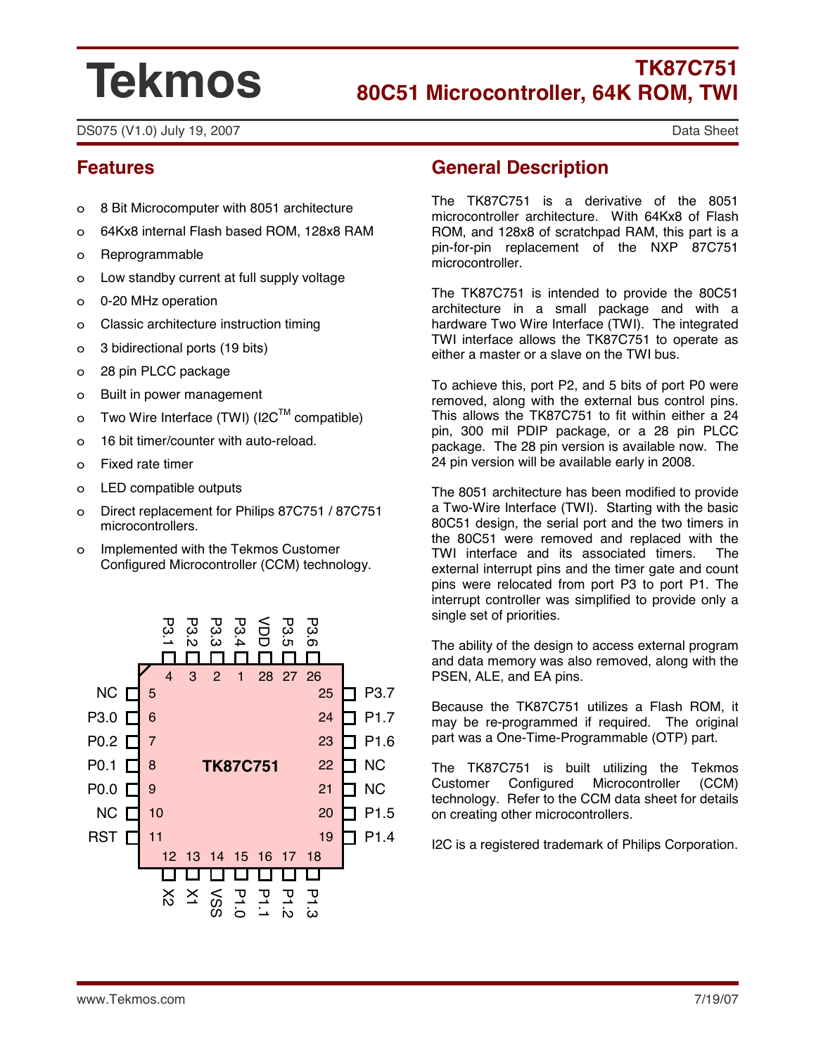# Tekmos

## TK87C751
## 80C51 Microcontroller, 64K ROM, TWI

DS075 (V1.0) July 19, 2007 — Data Sheet

## Features

- 8 Bit Microcomputer with 8051 architecture
- 64Kx8 internal Flash based ROM, 128x8 RAM
- Reprogrammable
- Low standby current at full supply voltage
- 0-20 MHz operation
- Classic architecture instruction timing
- 3 bidirectional ports (19 bits)
- 28 pin PLCC package
- Built in power management
- Two Wire Interface (TWI) (I2C™ compatible)
- 16 bit timer/counter with auto-reload.
- Fixed rate timer
- LED compatible outputs
- Direct replacement for Philips 87C751 / 87C751 microcontrollers.
- Implemented with the Tekmos Customer Configured Microcontroller (CCM) technology.

| Pin | Signal | Pin | Signal |
|---|---|---|---|
| 1 | P3.4 | 15 | P1.0 |
| 2 | P3.3 | 16 | P1.1 |
| 3 | P3.2 | 17 | P1.2 |
| 4 | P3.1 | 18 | P1.3 |
| 5 | NC | 19 | P1.4 |
| 6 | P3.0 | 20 | P1.5 |
| 7 | P0.2 | 21 | NC |
| 8 | P0.1 | 22 | NC |
| 9 | P0.0 | 23 | P1.6 |
| 10 | NC | 24 | P1.7 |
| 11 | RST | 25 | P3.7 |
| 12 | X2 | 26 | P3.6 |
| 13 | X1 | 27 | P3.5 |
| 14 | VSS | 28 | VDD |

## General Description

The TK87C751 is a derivative of the 8051 microcontroller architecture. With 64Kx8 of Flash ROM, and 128x8 of scratchpad RAM, this part is a pin-for-pin replacement of the NXP 87C751 microcontroller.

The TK87C751 is intended to provide the 80C51 architecture in a small package and with a hardware Two Wire Interface (TWI). The integrated TWI interface allows the TK87C751 to operate as either a master or a slave on the TWI bus.

To achieve this, port P2, and 5 bits of port P0 were removed, along with the external bus control pins. This allows the TK87C751 to fit within either a 24 pin, 300 mil PDIP package, or a 28 pin PLCC package. The 28 pin version is available now. The 24 pin version will be available early in 2008.

The 8051 architecture has been modified to provide a Two-Wire Interface (TWI). Starting with the basic 80C51 design, the serial port and the two timers in the 80C51 were removed and replaced with the TWI interface and its associated timers. The external interrupt pins and the timer gate and count pins were relocated from port P3 to port P1. The interrupt controller was simplified to provide only a single set of priorities.

The ability of the design to access external program and data memory was also removed, along with the PSEN, ALE, and EA pins.

Because the TK87C751 utilizes a Flash ROM, it may be re-programmed if required. The original part was a One-Time-Programmable (OTP) part.

The TK87C751 is built utilizing the Tekmos Customer Configured Microcontroller (CCM) technology. Refer to the CCM data sheet for details on creating other microcontrollers.

I2C is a registered trademark of Philips Corporation.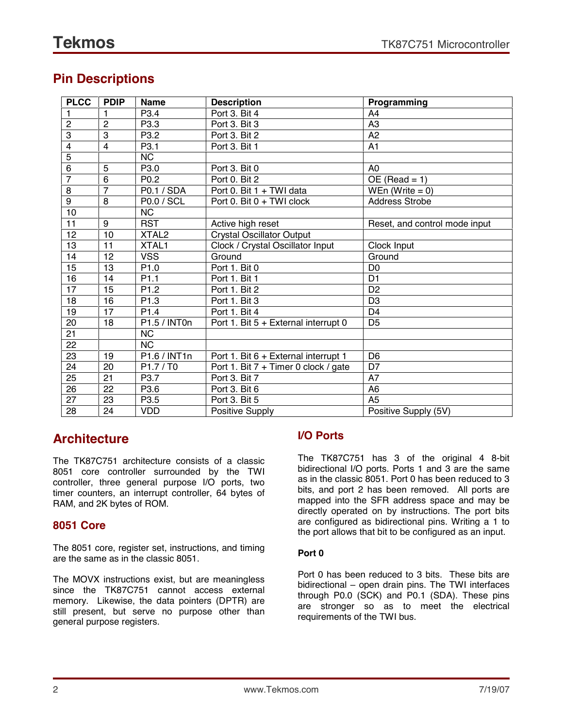## Pin Descriptions

| PLCC | PDIP | Name | Description | Programming |
|---|---|---|---|---|
| 1 | 1 | P3.4 | Port 3. Bit 4 | A4 |
| 2 | 2 | P3.3 | Port 3. Bit 3 | A3 |
| 3 | 3 | P3.2 | Port 3. Bit 2 | A2 |
| 4 | 4 | P3.1 | Port 3. Bit 1 | A1 |
| 5 | | NC | | |
| 6 | 5 | P3.0 | Port 3. Bit 0 | A0 |
| 7 | 6 | P0.2 | Port 0. Bit 2 | OE (Read = 1) |
| 8 | 7 | P0.1 / SDA | Port 0. Bit 1 + TWI data | WEn (Write = 0) |
| 9 | 8 | P0.0 / SCL | Port 0. Bit 0 + TWI clock | Address Strobe |
| 10 | | NC | | |
| 11 | 9 | RST | Active high reset | Reset, and control mode input |
| 12 | 10 | XTAL2 | Crystal Oscillator Output | |
| 13 | 11 | XTAL1 | Clock / Crystal Oscillator Input | Clock Input |
| 14 | 12 | VSS | Ground | Ground |
| 15 | 13 | P1.0 | Port 1. Bit 0 | D0 |
| 16 | 14 | P1.1 | Port 1. Bit 1 | D1 |
| 17 | 15 | P1.2 | Port 1. Bit 2 | D2 |
| 18 | 16 | P1.3 | Port 1. Bit 3 | D3 |
| 19 | 17 | P1.4 | Port 1. Bit 4 | D4 |
| 20 | 18 | P1.5 / INT0n | Port 1. Bit 5 + External interrupt 0 | D5 |
| 21 | | NC | | |
| 22 | | NC | | |
| 23 | 19 | P1.6 / INT1n | Port 1. Bit 6 + External interrupt 1 | D6 |
| 24 | 20 | P1.7 / T0 | Port 1. Bit 7 + Timer 0 clock / gate | D7 |
| 25 | 21 | P3.7 | Port 3. Bit 7 | A7 |
| 26 | 22 | P3.6 | Port 3. Bit 6 | A6 |
| 27 | 23 | P3.5 | Port 3. Bit 5 | A5 |
| 28 | 24 | VDD | Positive Supply | Positive Supply (5V) |

## Architecture

The TK87C751 architecture consists of a classic 8051 core controller surrounded by the TWI controller, three general purpose I/O ports, two timer counters, an interrupt controller, 64 bytes of RAM, and 2K bytes of ROM.

### 8051 Core

The 8051 core, register set, instructions, and timing are the same as in the classic 8051.

The MOVX instructions exist, but are meaningless since the TK87C751 cannot access external memory. Likewise, the data pointers (DPTR) are still present, but serve no purpose other than general purpose registers.

### I/O Ports

The TK87C751 has 3 of the original 4 8-bit bidirectional I/O ports. Ports 1 and 3 are the same as in the classic 8051. Port 0 has been reduced to 3 bits, and port 2 has been removed. All ports are mapped into the SFR address space and may be directly operated on by instructions. The port bits are configured as bidirectional pins. Writing a 1 to the port allows that bit to be configured as an input.

**Port 0**

Port 0 has been reduced to 3 bits. These bits are bidirectional – open drain pins. The TWI interfaces through P0.0 (SCK) and P0.1 (SDA). These pins are stronger so as to meet the electrical requirements of the TWI bus.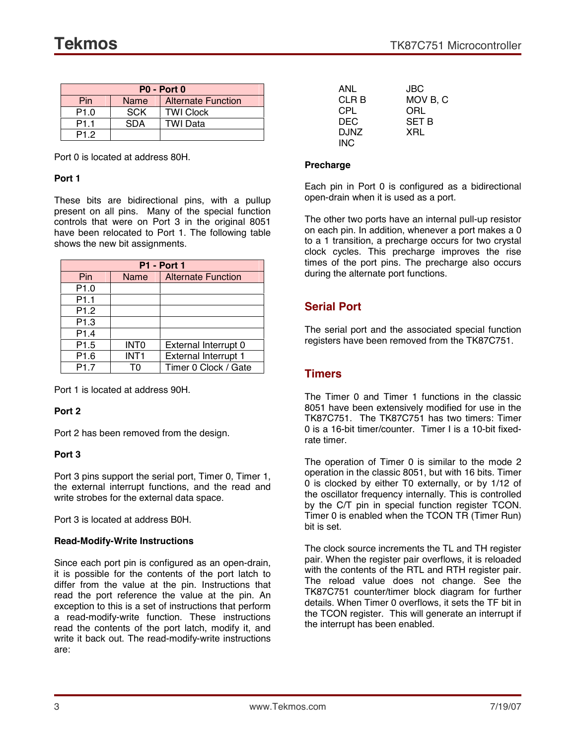| P0 - Port 0 | | |
|---|---|---|
| Pin | Name | Alternate Function |
| P1.0 | SCK | TWI Clock |
| P1.1 | SDA | TWI Data |
| P1.2 | | |

Port 0 is located at address 80H.

**Port 1**

These bits are bidirectional pins, with a pullup present on all pins. Many of the special function controls that were on Port 3 in the original 8051 have been relocated to Port 1. The following table shows the new bit assignments.

| P1 - Port 1 | | |
|---|---|---|
| Pin | Name | Alternate Function |
| P1.0 | | |
| P1.1 | | |
| P1.2 | | |
| P1.3 | | |
| P1.4 | | |
| P1.5 | INT0 | External Interrupt 0 |
| P1.6 | INT1 | External Interrupt 1 |
| P1.7 | T0 | Timer 0 Clock / Gate |

Port 1 is located at address 90H.

**Port 2**

Port 2 has been removed from the design.

**Port 3**

Port 3 pins support the serial port, Timer 0, Timer 1, the external interrupt functions, and the read and write strobes for the external data space.

Port 3 is located at address B0H.

**Read-Modify-Write Instructions**

Since each port pin is configured as an open-drain, it is possible for the contents of the port latch to differ from the value at the pin. Instructions that read the port reference the value at the pin. An exception to this is a set of instructions that perform a read-modify-write function. These instructions read the contents of the port latch, modify it, and write it back out. The read-modify-write instructions are:

| | |
|---|---|
| ANL | JBC |
| CLR B | MOV B, C |
| CPL | ORL |
| DEC | SET B |
| DJNZ | XRL |
| INC | |

**Precharge**

Each pin in Port 0 is configured as a bidirectional open-drain when it is used as a port.

The other two ports have an internal pull-up resistor on each pin. In addition, whenever a port makes a 0 to a 1 transition, a precharge occurs for two crystal clock cycles. This precharge improves the rise times of the port pins. The precharge also occurs during the alternate port functions.

## Serial Port

The serial port and the associated special function registers have been removed from the TK87C751.

## Timers

The Timer 0 and Timer 1 functions in the classic 8051 have been extensively modified for use in the TK87C751. The TK87C751 has two timers: Timer 0 is a 16-bit timer/counter. Timer I is a 10-bit fixed-rate timer.

The operation of Timer 0 is similar to the mode 2 operation in the classic 8051, but with 16 bits. Timer 0 is clocked by either T0 externally, or by 1/12 of the oscillator frequency internally. This is controlled by the C/T pin in special function register TCON. Timer 0 is enabled when the TCON TR (Timer Run) bit is set.

The clock source increments the TL and TH register pair. When the register pair overflows, it is reloaded with the contents of the RTL and RTH register pair. The reload value does not change. See the TK87C751 counter/timer block diagram for further details. When Timer 0 overflows, it sets the TF bit in the TCON register. This will generate an interrupt if the interrupt has been enabled.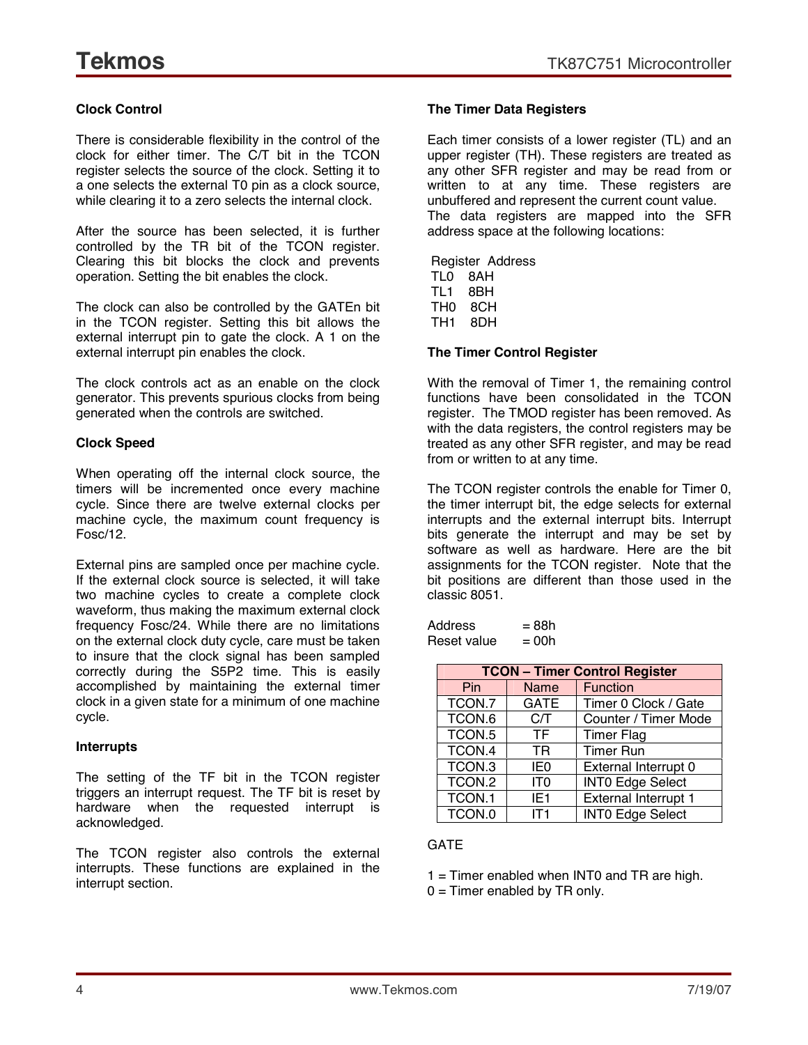### Clock Control

There is considerable flexibility in the control of the clock for either timer. The C/T bit in the TCON register selects the source of the clock. Setting it to a one selects the external T0 pin as a clock source, while clearing it to a zero selects the internal clock.

After the source has been selected, it is further controlled by the TR bit of the TCON register. Clearing this bit blocks the clock and prevents operation. Setting the bit enables the clock.

The clock can also be controlled by the GATEn bit in the TCON register. Setting this bit allows the external interrupt pin to gate the clock. A 1 on the external interrupt pin enables the clock.

The clock controls act as an enable on the clock generator. This prevents spurious clocks from being generated when the controls are switched.

### Clock Speed

When operating off the internal clock source, the timers will be incremented once every machine cycle. Since there are twelve external clocks per machine cycle, the maximum count frequency is Fosc/12.

External pins are sampled once per machine cycle. If the external clock source is selected, it will take two machine cycles to create a complete clock waveform, thus making the maximum external clock frequency Fosc/24. While there are no limitations on the external clock duty cycle, care must be taken to insure that the clock signal has been sampled correctly during the S5P2 time. This is easily accomplished by maintaining the external timer clock in a given state for a minimum of one machine cycle.

### Interrupts

The setting of the TF bit in the TCON register triggers an interrupt request. The TF bit is reset by hardware when the requested interrupt is acknowledged.

The TCON register also controls the external interrupts. These functions are explained in the interrupt section.

### The Timer Data Registers

Each timer consists of a lower register (TL) and an upper register (TH). These registers are treated as any other SFR register and may be read from or written to at any time. These registers are unbuffered and represent the current count value. The data registers are mapped into the SFR address space at the following locations:

| Register | Address |
|---|---|
| TL0 | 8AH |
| TL1 | 8BH |
| TH0 | 8CH |
| TH1 | 8DH |

### The Timer Control Register

With the removal of Timer 1, the remaining control functions have been consolidated in the TCON register. The TMOD register has been removed. As with the data registers, the control registers may be treated as any other SFR register, and may be read from or written to at any time.

The TCON register controls the enable for Timer 0, the timer interrupt bit, the edge selects for external interrupts and the external interrupt bits. Interrupt bits generate the interrupt and may be set by software as well as hardware. Here are the bit assignments for the TCON register. Note that the bit positions are different than those used in the classic 8051.

Address = 88h
Reset value = 00h

| TCON – Timer Control Register | | |
|---|---|---|
| Pin | Name | Function |
| TCON.7 | GATE | Timer 0 Clock / Gate |
| TCON.6 | C/T | Counter / Timer Mode |
| TCON.5 | TF | Timer Flag |
| TCON.4 | TR | Timer Run |
| TCON.3 | IE0 | External Interrupt 0 |
| TCON.2 | IT0 | INT0 Edge Select |
| TCON.1 | IE1 | External Interrupt 1 |
| TCON.0 | IT1 | INT0 Edge Select |

GATE

1 = Timer enabled when INT0 and TR are high.
0 = Timer enabled by TR only.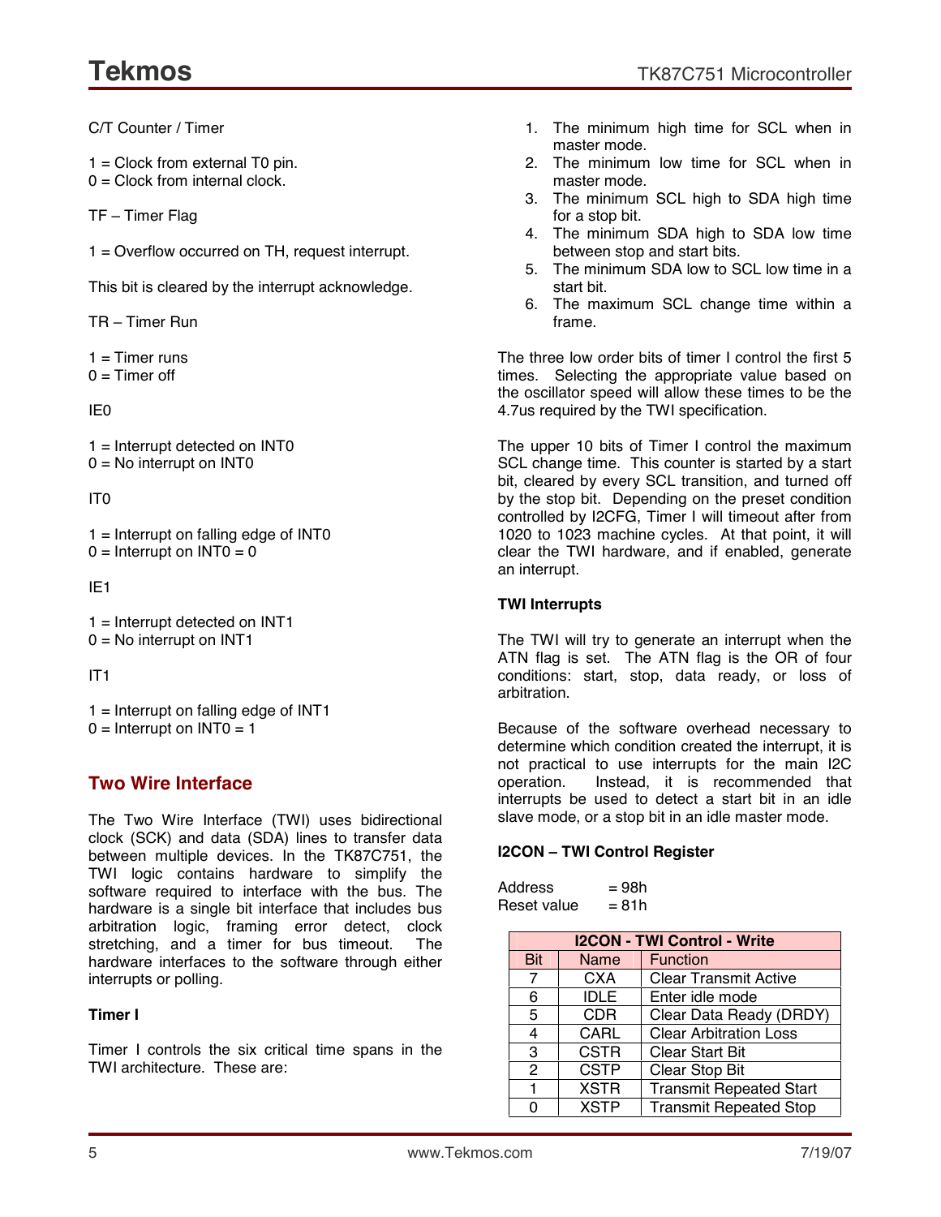C/T Counter / Timer

1 = Clock from external T0 pin.
0 = Clock from internal clock.

TF – Timer Flag

1 = Overflow occurred on TH, request interrupt.

This bit is cleared by the interrupt acknowledge.

TR – Timer Run

1 = Timer runs
0 = Timer off

IE0

1 = Interrupt detected on INT0
0 = No interrupt on INT0

IT0

1 = Interrupt on falling edge of INT0
0 = Interrupt on INT0 = 0

IE1

1 = Interrupt detected on INT1
0 = No interrupt on INT1

IT1

1 = Interrupt on falling edge of INT1
0 = Interrupt on INT0 = 1

## Two Wire Interface

The Two Wire Interface (TWI) uses bidirectional clock (SCK) and data (SDA) lines to transfer data between multiple devices. In the TK87C751, the TWI logic contains hardware to simplify the software required to interface with the bus. The hardware is a single bit interface that includes bus arbitration logic, framing error detect, clock stretching, and a timer for bus timeout. The hardware interfaces to the software through either interrupts or polling.

**Timer I**

Timer I controls the six critical time spans in the TWI architecture. These are:

1. The minimum high time for SCL when in master mode.
2. The minimum low time for SCL when in master mode.
3. The minimum SCL high to SDA high time for a stop bit.
4. The minimum SDA high to SDA low time between stop and start bits.
5. The minimum SDA low to SCL low time in a start bit.
6. The maximum SCL change time within a frame.

The three low order bits of timer I control the first 5 times. Selecting the appropriate value based on the oscillator speed will allow these times to be the 4.7us required by the TWI specification.

The upper 10 bits of Timer I control the maximum SCL change time. This counter is started by a start bit, cleared by every SCL transition, and turned off by the stop bit. Depending on the preset condition controlled by I2CFG, Timer I will timeout after from 1020 to 1023 machine cycles. At that point, it will clear the TWI hardware, and if enabled, generate an interrupt.

**TWI Interrupts**

The TWI will try to generate an interrupt when the ATN flag is set. The ATN flag is the OR of four conditions: start, stop, data ready, or loss of arbitration.

Because of the software overhead necessary to determine which condition created the interrupt, it is not practical to use interrupts for the main I2C operation. Instead, it is recommended that interrupts be used to detect a start bit in an idle slave mode, or a stop bit in an idle master mode.

**I2CON – TWI Control Register**

Address = 98h
Reset value = 81h

| I2CON - TWI Control - Write | | |
|---|---|---|
| Bit | Name | Function |
| 7 | CXA | Clear Transmit Active |
| 6 | IDLE | Enter idle mode |
| 5 | CDR | Clear Data Ready (DRDY) |
| 4 | CARL | Clear Arbitration Loss |
| 3 | CSTR | Clear Start Bit |
| 2 | CSTP | Clear Stop Bit |
| 1 | XSTR | Transmit Repeated Start |
| 0 | XSTP | Transmit Repeated Stop |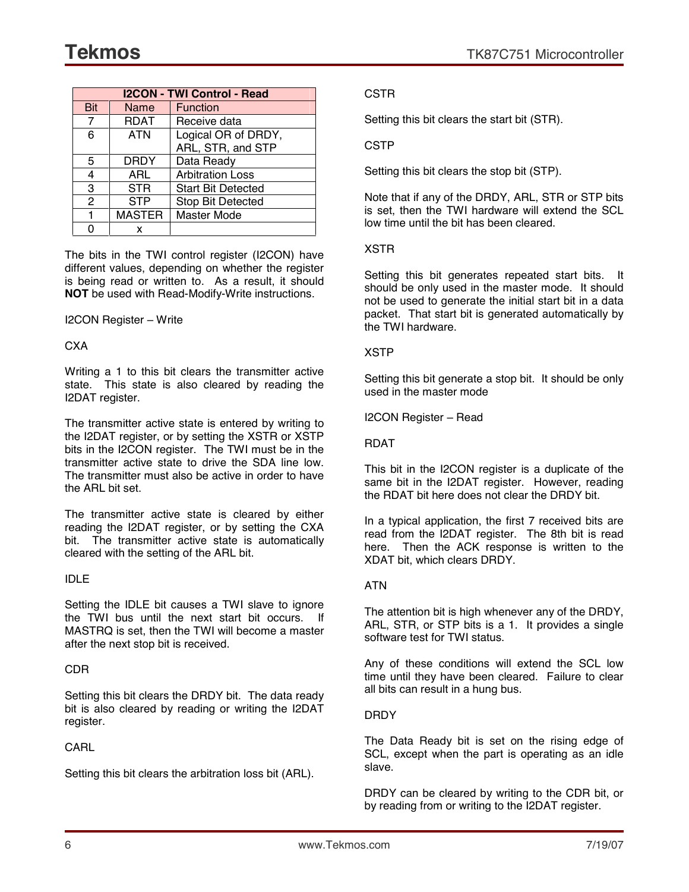| I2CON - TWI Control - Read | | |
|---|---|---|
| Bit | Name | Function |
| 7 | RDAT | Receive data |
| 6 | ATN | Logical OR of DRDY, ARL, STR, and STP |
| 5 | DRDY | Data Ready |
| 4 | ARL | Arbitration Loss |
| 3 | STR | Start Bit Detected |
| 2 | STP | Stop Bit Detected |
| 1 | MASTER | Master Mode |
| 0 | x | |

The bits in the TWI control register (I2CON) have different values, depending on whether the register is being read or written to. As a result, it should **NOT** be used with Read-Modify-Write instructions.

I2CON Register – Write

CXA

Writing a 1 to this bit clears the transmitter active state. This state is also cleared by reading the I2DAT register.

The transmitter active state is entered by writing to the I2DAT register, or by setting the XSTR or XSTP bits in the I2CON register. The TWI must be in the transmitter active state to drive the SDA line low. The transmitter must also be active in order to have the ARL bit set.

The transmitter active state is cleared by either reading the I2DAT register, or by setting the CXA bit. The transmitter active state is automatically cleared with the setting of the ARL bit.

IDLE

Setting the IDLE bit causes a TWI slave to ignore the TWI bus until the next start bit occurs. If MASTRQ is set, then the TWI will become a master after the next stop bit is received.

CDR

Setting this bit clears the DRDY bit. The data ready bit is also cleared by reading or writing the I2DAT register.

CARL

Setting this bit clears the arbitration loss bit (ARL).

CSTR

Setting this bit clears the start bit (STR).

CSTP

Setting this bit clears the stop bit (STP).

Note that if any of the DRDY, ARL, STR or STP bits is set, then the TWI hardware will extend the SCL low time until the bit has been cleared.

XSTR

Setting this bit generates repeated start bits. It should be only used in the master mode. It should not be used to generate the initial start bit in a data packet. That start bit is generated automatically by the TWI hardware.

XSTP

Setting this bit generate a stop bit. It should be only used in the master mode

I2CON Register – Read

RDAT

This bit in the I2CON register is a duplicate of the same bit in the I2DAT register. However, reading the RDAT bit here does not clear the DRDY bit.

In a typical application, the first 7 received bits are read from the I2DAT register. The 8th bit is read here. Then the ACK response is written to the XDAT bit, which clears DRDY.

ATN

The attention bit is high whenever any of the DRDY, ARL, STR, or STP bits is a 1. It provides a single software test for TWI status.

Any of these conditions will extend the SCL low time until they have been cleared. Failure to clear all bits can result in a hung bus.

DRDY

The Data Ready bit is set on the rising edge of SCL, except when the part is operating as an idle slave.

DRDY can be cleared by writing to the CDR bit, or by reading from or writing to the I2DAT register.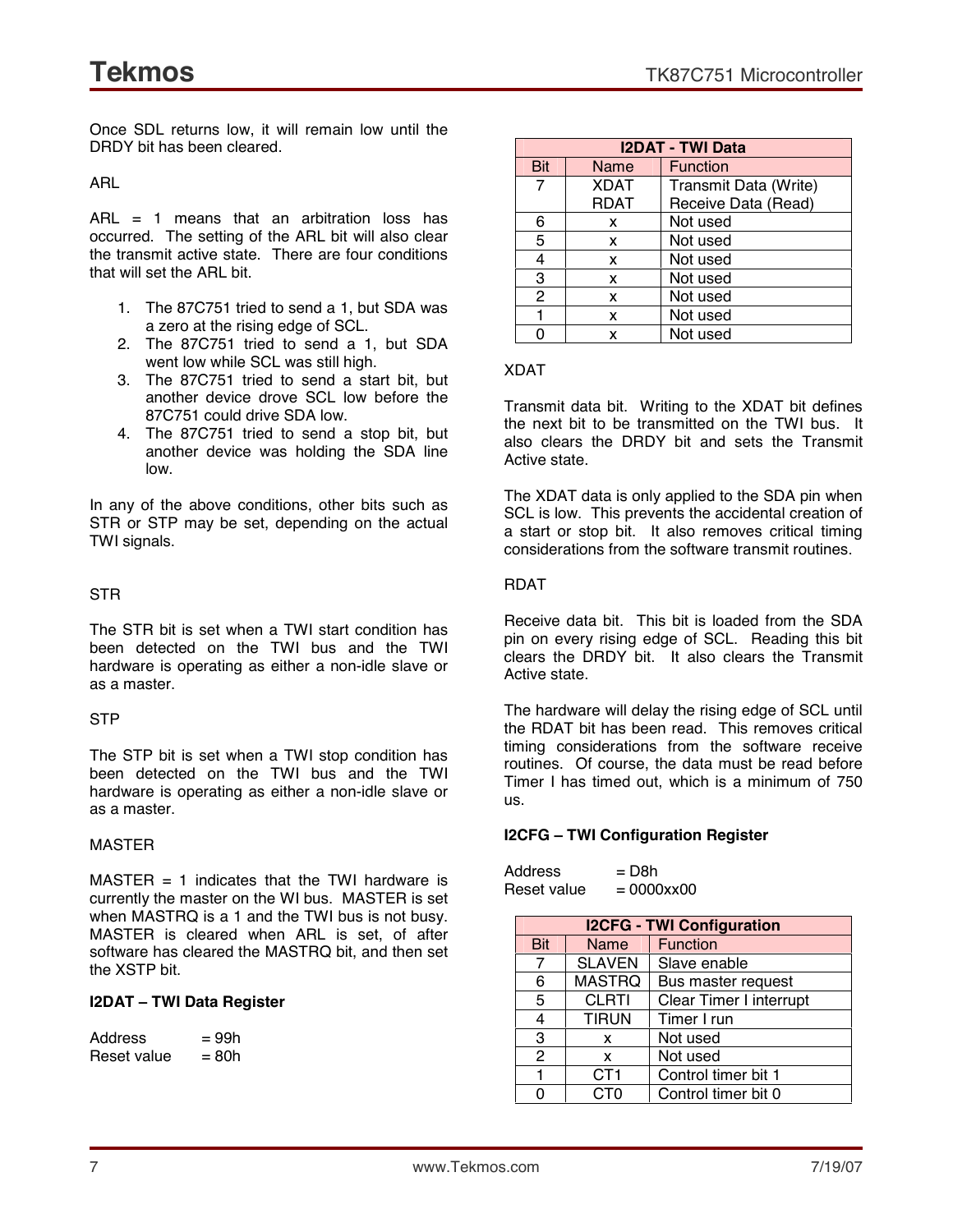Once SDL returns low, it will remain low until the DRDY bit has been cleared.

ARL

ARL = 1 means that an arbitration loss has occurred. The setting of the ARL bit will also clear the transmit active state. There are four conditions that will set the ARL bit.

1. The 87C751 tried to send a 1, but SDA was a zero at the rising edge of SCL.
2. The 87C751 tried to send a 1, but SDA went low while SCL was still high.
3. The 87C751 tried to send a start bit, but another device drove SCL low before the 87C751 could drive SDA low.
4. The 87C751 tried to send a stop bit, but another device was holding the SDA line low.

In any of the above conditions, other bits such as STR or STP may be set, depending on the actual TWI signals.

STR

The STR bit is set when a TWI start condition has been detected on the TWI bus and the TWI hardware is operating as either a non-idle slave or as a master.

STP

The STP bit is set when a TWI stop condition has been detected on the TWI bus and the TWI hardware is operating as either a non-idle slave or as a master.

MASTER

MASTER = 1 indicates that the TWI hardware is currently the master on the WI bus. MASTER is set when MASTRQ is a 1 and the TWI bus is not busy. MASTER is cleared when ARL is set, of after software has cleared the MASTRQ bit, and then set the XSTP bit.

**I2DAT – TWI Data Register**

Address = 99h
Reset value = 80h

| I2DAT - TWI Data | | |
|---|---|---|
| Bit | Name | Function |
| 7 | XDAT<br>RDAT | Transmit Data (Write)<br>Receive Data (Read) |
| 6 | x | Not used |
| 5 | x | Not used |
| 4 | x | Not used |
| 3 | x | Not used |
| 2 | x | Not used |
| 1 | x | Not used |
| 0 | x | Not used |

XDAT

Transmit data bit. Writing to the XDAT bit defines the next bit to be transmitted on the TWI bus. It also clears the DRDY bit and sets the Transmit Active state.

The XDAT data is only applied to the SDA pin when SCL is low. This prevents the accidental creation of a start or stop bit. It also removes critical timing considerations from the software transmit routines.

RDAT

Receive data bit. This bit is loaded from the SDA pin on every rising edge of SCL. Reading this bit clears the DRDY bit. It also clears the Transmit Active state.

The hardware will delay the rising edge of SCL until the RDAT bit has been read. This removes critical timing considerations from the software receive routines. Of course, the data must be read before Timer I has timed out, which is a minimum of 750 us.

**I2CFG – TWI Configuration Register**

Address = D8h
Reset value = 0000xx00

| I2CFG - TWI Configuration | | |
|---|---|---|
| Bit | Name | Function |
| 7 | SLAVEN | Slave enable |
| 6 | MASTRQ | Bus master request |
| 5 | CLRTI | Clear Timer I interrupt |
| 4 | TIRUN | Timer I run |
| 3 | x | Not used |
| 2 | x | Not used |
| 1 | CT1 | Control timer bit 1 |
| 0 | CT0 | Control timer bit 0 |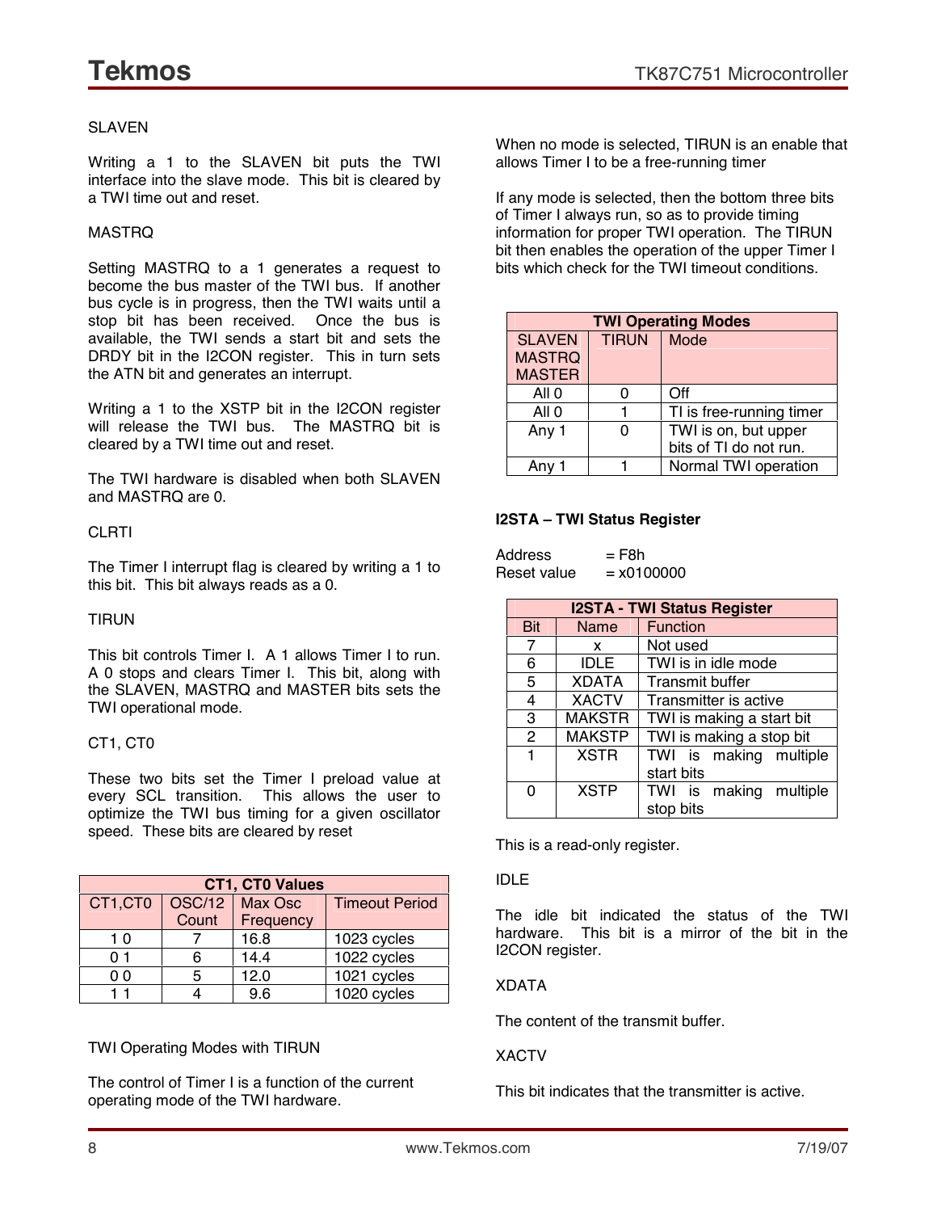SLAVEN

Writing a 1 to the SLAVEN bit puts the TWI interface into the slave mode. This bit is cleared by a TWI time out and reset.

MASTRQ

Setting MASTRQ to a 1 generates a request to become the bus master of the TWI bus. If another bus cycle is in progress, then the TWI waits until a stop bit has been received. Once the bus is available, the TWI sends a start bit and sets the DRDY bit in the I2CON register. This in turn sets the ATN bit and generates an interrupt.

Writing a 1 to the XSTP bit in the I2CON register will release the TWI bus. The MASTRQ bit is cleared by a TWI time out and reset.

The TWI hardware is disabled when both SLAVEN and MASTRQ are 0.

CLRTI

The Timer I interrupt flag is cleared by writing a 1 to this bit. This bit always reads as a 0.

TIRUN

This bit controls Timer I. A 1 allows Timer I to run. A 0 stops and clears Timer I. This bit, along with the SLAVEN, MASTRQ and MASTER bits sets the TWI operational mode.

CT1, CT0

These two bits set the Timer I preload value at every SCL transition. This allows the user to optimize the TWI bus timing for a given oscillator speed. These bits are cleared by reset

| CT1, CT0 Values | | | |
|---|---|---|---|
| CT1,CT0 | OSC/12 Count | Max Osc Frequency | Timeout Period |
| 1 0 | 7 | 16.8 | 1023 cycles |
| 0 1 | 6 | 14.4 | 1022 cycles |
| 0 0 | 5 | 12.0 | 1021 cycles |
| 1 1 | 4 | 9.6 | 1020 cycles |

TWI Operating Modes with TIRUN

The control of Timer I is a function of the current operating mode of the TWI hardware.

When no mode is selected, TIRUN is an enable that allows Timer I to be a free-running timer

If any mode is selected, then the bottom three bits of Timer I always run, so as to provide timing information for proper TWI operation. The TIRUN bit then enables the operation of the upper Timer I bits which check for the TWI timeout conditions.

| TWI Operating Modes | | |
|---|---|---|
| SLAVEN MASTRQ MASTER | TIRUN | Mode |
| All 0 | 0 | Off |
| All 0 | 1 | TI is free-running timer |
| Any 1 | 0 | TWI is on, but upper bits of TI do not run. |
| Any 1 | 1 | Normal TWI operation |

**I2STA – TWI Status Register**

Address = F8h
Reset value = x0100000

| I2STA - TWI Status Register | | |
|---|---|---|
| Bit | Name | Function |
| 7 | x | Not used |
| 6 | IDLE | TWI is in idle mode |
| 5 | XDATA | Transmit buffer |
| 4 | XACTV | Transmitter is active |
| 3 | MAKSTR | TWI is making a start bit |
| 2 | MAKSTP | TWI is making a stop bit |
| 1 | XSTR | TWI is making multiple start bits |
| 0 | XSTP | TWI is making multiple stop bits |

This is a read-only register.

IDLE

The idle bit indicated the status of the TWI hardware. This bit is a mirror of the bit in the I2CON register.

XDATA

The content of the transmit buffer.

XACTV

This bit indicates that the transmitter is active.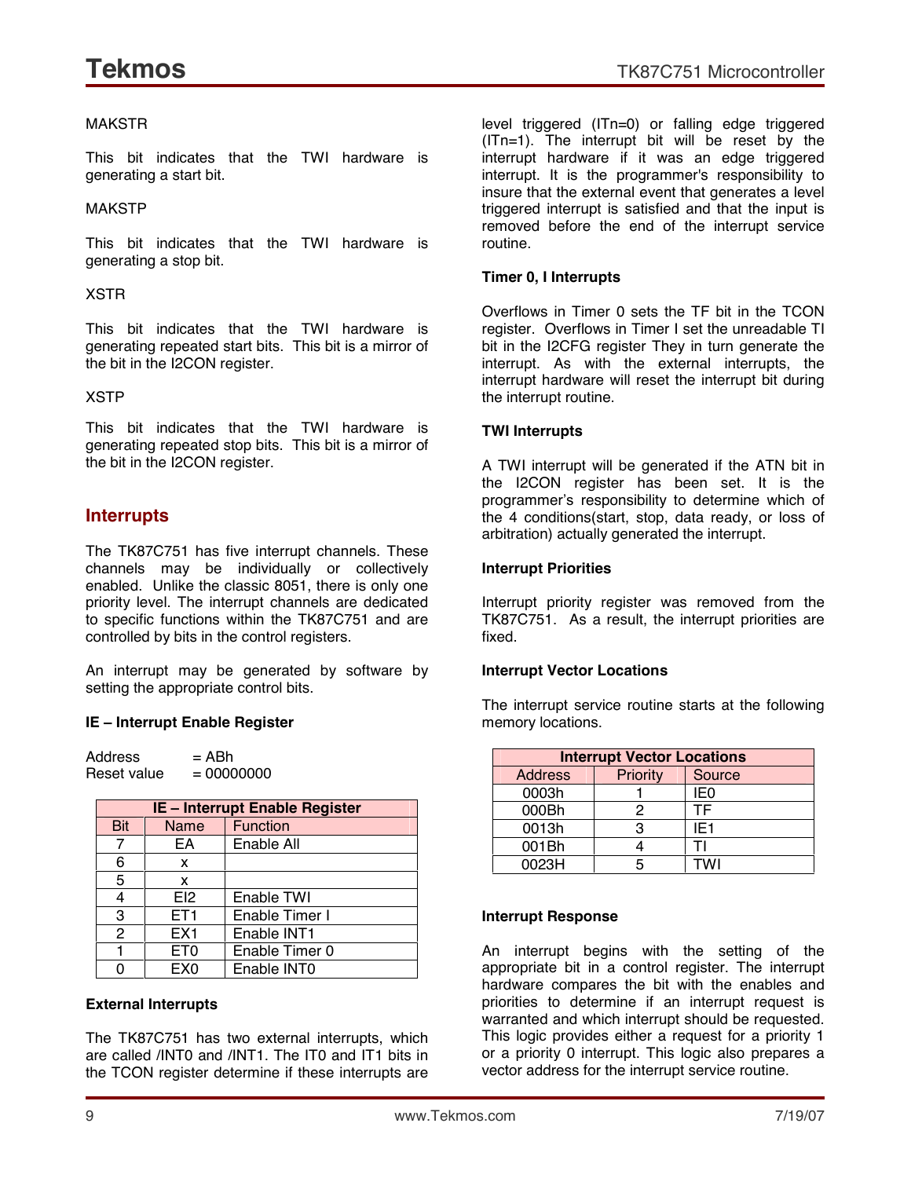MAKSTR

This bit indicates that the TWI hardware is generating a start bit.

MAKSTP

This bit indicates that the TWI hardware is generating a stop bit.

XSTR

This bit indicates that the TWI hardware is generating repeated start bits. This bit is a mirror of the bit in the I2CON register.

XSTP

This bit indicates that the TWI hardware is generating repeated stop bits. This bit is a mirror of the bit in the I2CON register.

## Interrupts

The TK87C751 has five interrupt channels. These channels may be individually or collectively enabled. Unlike the classic 8051, there is only one priority level. The interrupt channels are dedicated to specific functions within the TK87C751 and are controlled by bits in the control registers.

An interrupt may be generated by software by setting the appropriate control bits.

**IE – Interrupt Enable Register**

Address = ABh
Reset value = 00000000

| IE – Interrupt Enable Register | | |
|---|---|---|
| Bit | Name | Function |
| 7 | EA | Enable All |
| 6 | x | |
| 5 | x | |
| 4 | EI2 | Enable TWI |
| 3 | ET1 | Enable Timer I |
| 2 | EX1 | Enable INT1 |
| 1 | ET0 | Enable Timer 0 |
| 0 | EX0 | Enable INT0 |

**External Interrupts**

The TK87C751 has two external interrupts, which are called /INT0 and /INT1. The IT0 and IT1 bits in the TCON register determine if these interrupts are level triggered (ITn=0) or falling edge triggered (ITn=1). The interrupt bit will be reset by the interrupt hardware if it was an edge triggered interrupt. It is the programmer's responsibility to insure that the external event that generates a level triggered interrupt is satisfied and that the input is removed before the end of the interrupt service routine.

**Timer 0, I Interrupts**

Overflows in Timer 0 sets the TF bit in the TCON register. Overflows in Timer I set the unreadable TI bit in the I2CFG register They in turn generate the interrupt. As with the external interrupts, the interrupt hardware will reset the interrupt bit during the interrupt routine.

**TWI Interrupts**

A TWI interrupt will be generated if the ATN bit in the I2CON register has been set. It is the programmer's responsibility to determine which of the 4 conditions(start, stop, data ready, or loss of arbitration) actually generated the interrupt.

**Interrupt Priorities**

Interrupt priority register was removed from the TK87C751. As a result, the interrupt priorities are fixed.

**Interrupt Vector Locations**

The interrupt service routine starts at the following memory locations.

| Interrupt Vector Locations | | |
|---|---|---|
| Address | Priority | Source |
| 0003h | 1 | IE0 |
| 000Bh | 2 | TF |
| 0013h | 3 | IE1 |
| 001Bh | 4 | TI |
| 0023H | 5 | TWI |

**Interrupt Response**

An interrupt begins with the setting of the appropriate bit in a control register. The interrupt hardware compares the bit with the enables and priorities to determine if an interrupt request is warranted and which interrupt should be requested. This logic provides either a request for a priority 1 or a priority 0 interrupt. This logic also prepares a vector address for the interrupt service routine.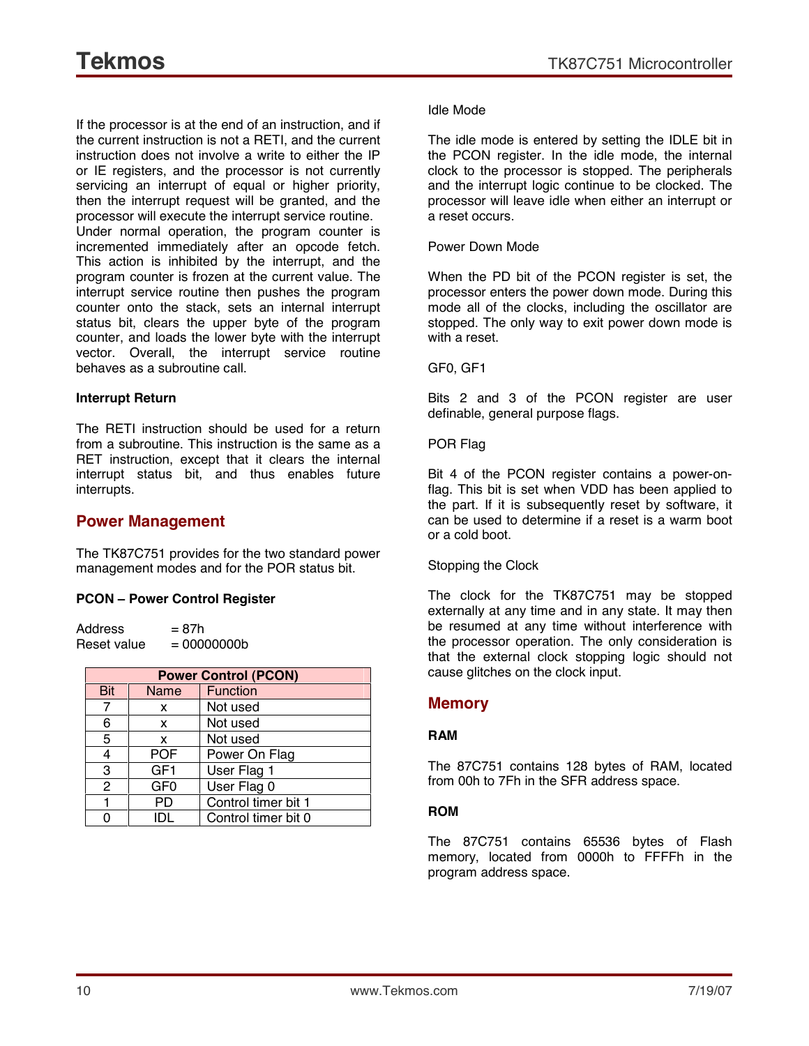If the processor is at the end of an instruction, and if the current instruction is not a RETI, and the current instruction does not involve a write to either the IP or IE registers, and the processor is not currently servicing an interrupt of equal or higher priority, then the interrupt request will be granted, and the processor will execute the interrupt service routine. Under normal operation, the program counter is incremented immediately after an opcode fetch. This action is inhibited by the interrupt, and the program counter is frozen at the current value. The interrupt service routine then pushes the program counter onto the stack, sets an internal interrupt status bit, clears the upper byte of the program counter, and loads the lower byte with the interrupt vector. Overall, the interrupt service routine behaves as a subroutine call.

**Interrupt Return**

The RETI instruction should be used for a return from a subroutine. This instruction is the same as a RET instruction, except that it clears the internal interrupt status bit, and thus enables future interrupts.

## Power Management

The TK87C751 provides for the two standard power management modes and for the POR status bit.

**PCON – Power Control Register**

Address = 87h
Reset value = 00000000b

| Power Control (PCON) | | |
|---|---|---|
| Bit | Name | Function |
| 7 | x | Not used |
| 6 | x | Not used |
| 5 | x | Not used |
| 4 | POF | Power On Flag |
| 3 | GF1 | User Flag 1 |
| 2 | GF0 | User Flag 0 |
| 1 | PD | Control timer bit 1 |
| 0 | IDL | Control timer bit 0 |

Idle Mode

The idle mode is entered by setting the IDLE bit in the PCON register. In the idle mode, the internal clock to the processor is stopped. The peripherals and the interrupt logic continue to be clocked. The processor will leave idle when either an interrupt or a reset occurs.

Power Down Mode

When the PD bit of the PCON register is set, the processor enters the power down mode. During this mode all of the clocks, including the oscillator are stopped. The only way to exit power down mode is with a reset.

GF0, GF1

Bits 2 and 3 of the PCON register are user definable, general purpose flags.

POR Flag

Bit 4 of the PCON register contains a power-on-flag. This bit is set when VDD has been applied to the part. If it is subsequently reset by software, it can be used to determine if a reset is a warm boot or a cold boot.

Stopping the Clock

The clock for the TK87C751 may be stopped externally at any time and in any state. It may then be resumed at any time without interference with the processor operation. The only consideration is that the external clock stopping logic should not cause glitches on the clock input.

## Memory

**RAM**

The 87C751 contains 128 bytes of RAM, located from 00h to 7Fh in the SFR address space.

**ROM**

The 87C751 contains 65536 bytes of Flash memory, located from 0000h to FFFFh in the program address space.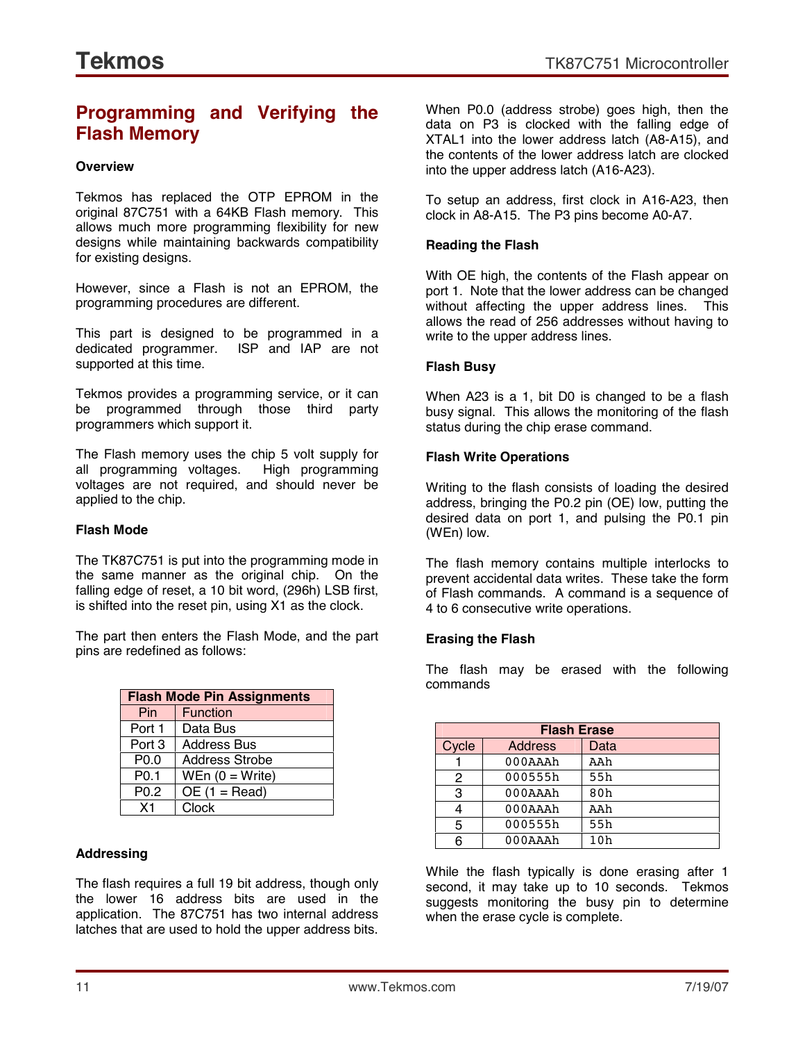## Programming and Verifying the Flash Memory

**Overview**

Tekmos has replaced the OTP EPROM in the original 87C751 with a 64KB Flash memory. This allows much more programming flexibility for new designs while maintaining backwards compatibility for existing designs.

However, since a Flash is not an EPROM, the programming procedures are different.

This part is designed to be programmed in a dedicated programmer. ISP and IAP are not supported at this time.

Tekmos provides a programming service, or it can be programmed through those third party programmers which support it.

The Flash memory uses the chip 5 volt supply for all programming voltages. High programming voltages are not required, and should never be applied to the chip.

**Flash Mode**

The TK87C751 is put into the programming mode in the same manner as the original chip. On the falling edge of reset, a 10 bit word, (296h) LSB first, is shifted into the reset pin, using X1 as the clock.

The part then enters the Flash Mode, and the part pins are redefined as follows:

| Flash Mode Pin Assignments | |
|---|---|
| Pin | Function |
| Port 1 | Data Bus |
| Port 3 | Address Bus |
| P0.0 | Address Strobe |
| P0.1 | WEn (0 = Write) |
| P0.2 | OE (1 = Read) |
| X1 | Clock |

**Addressing**

The flash requires a full 19 bit address, though only the lower 16 address bits are used in the application. The 87C751 has two internal address latches that are used to hold the upper address bits.

When P0.0 (address strobe) goes high, then the data on P3 is clocked with the falling edge of XTAL1 into the lower address latch (A8-A15), and the contents of the lower address latch are clocked into the upper address latch (A16-A23).

To setup an address, first clock in A16-A23, then clock in A8-A15. The P3 pins become A0-A7.

**Reading the Flash**

With OE high, the contents of the Flash appear on port 1. Note that the lower address can be changed without affecting the upper address lines. This allows the read of 256 addresses without having to write to the upper address lines.

**Flash Busy**

When A23 is a 1, bit D0 is changed to be a flash busy signal. This allows the monitoring of the flash status during the chip erase command.

**Flash Write Operations**

Writing to the flash consists of loading the desired address, bringing the P0.2 pin (OE) low, putting the desired data on port 1, and pulsing the P0.1 pin (WEn) low.

The flash memory contains multiple interlocks to prevent accidental data writes. These take the form of Flash commands. A command is a sequence of 4 to 6 consecutive write operations.

**Erasing the Flash**

The flash may be erased with the following commands

| Flash Erase | | |
|---|---|---|
| Cycle | Address | Data |
| 1 | 000AAAh | AAh |
| 2 | 000555h | 55h |
| 3 | 000AAAh | 80h |
| 4 | 000AAAh | AAh |
| 5 | 000555h | 55h |
| 6 | 000AAAh | 10h |

While the flash typically is done erasing after 1 second, it may take up to 10 seconds. Tekmos suggests monitoring the busy pin to determine when the erase cycle is complete.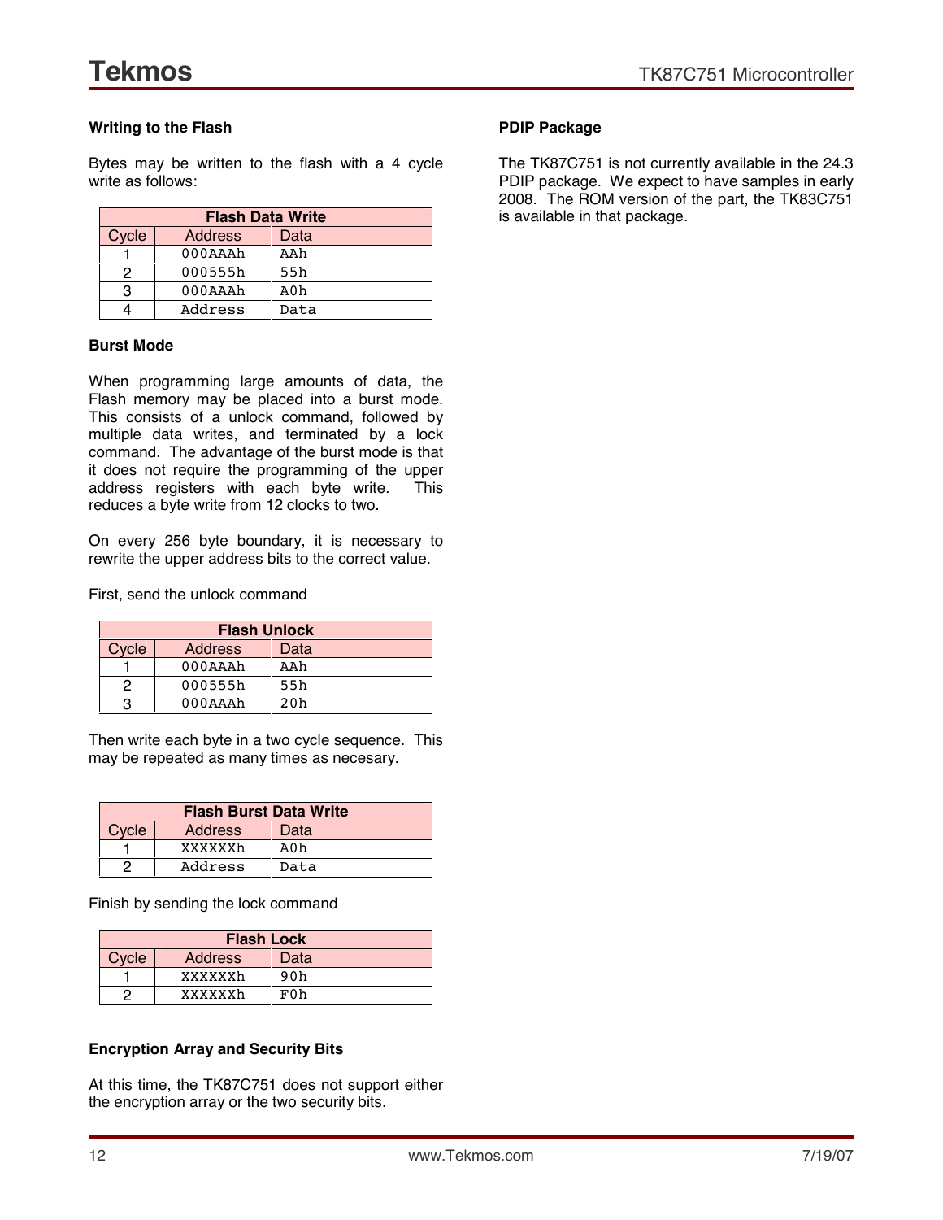### Writing to the Flash

Bytes may be written to the flash with a 4 cycle write as follows:

| Flash Data Write | | |
|---|---|---|
| Cycle | Address | Data |
| 1 | 000AAAh | AAh |
| 2 | 000555h | 55h |
| 3 | 000AAAh | A0h |
| 4 | Address | Data |

### Burst Mode

When programming large amounts of data, the Flash memory may be placed into a burst mode. This consists of a unlock command, followed by multiple data writes, and terminated by a lock command. The advantage of the burst mode is that it does not require the programming of the upper address registers with each byte write. This reduces a byte write from 12 clocks to two.

On every 256 byte boundary, it is necessary to rewrite the upper address bits to the correct value.

First, send the unlock command

| Flash Unlock | | |
|---|---|---|
| Cycle | Address | Data |
| 1 | 000AAAh | AAh |
| 2 | 000555h | 55h |
| 3 | 000AAAh | 20h |

Then write each byte in a two cycle sequence. This may be repeated as many times as necesary.

| Flash Burst Data Write | | |
|---|---|---|
| Cycle | Address | Data |
| 1 | XXXXXXh | A0h |
| 2 | Address | Data |

Finish by sending the lock command

| Flash Lock | | |
|---|---|---|
| Cycle | Address | Data |
| 1 | XXXXXXh | 90h |
| 2 | XXXXXXh | F0h |

### Encryption Array and Security Bits

At this time, the TK87C751 does not support either the encryption array or the two security bits.

### PDIP Package

The TK87C751 is not currently available in the 24.3 PDIP package. We expect to have samples in early 2008. The ROM version of the part, the TK83C751 is available in that package.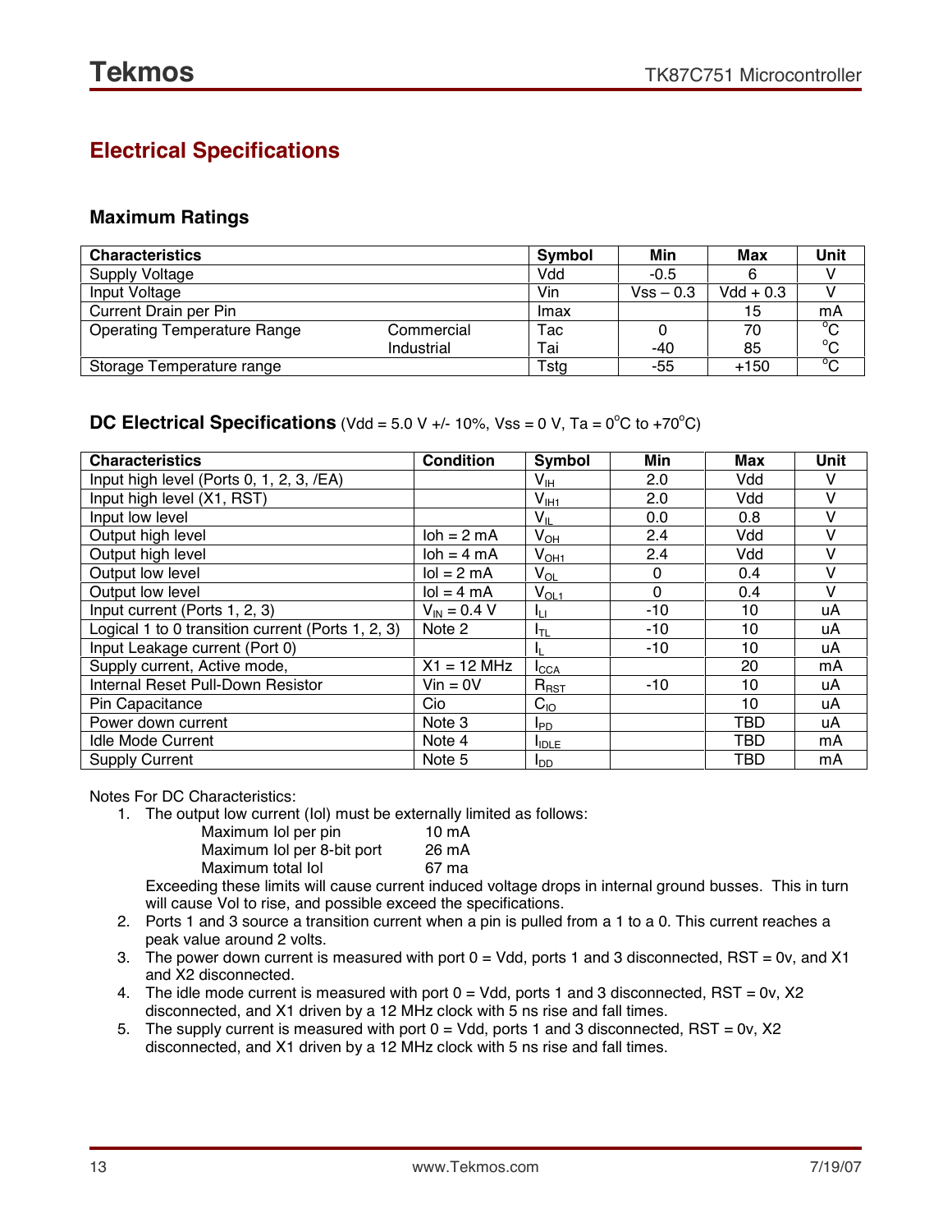## Electrical Specifications

### Maximum Ratings

| Characteristics | | Symbol | Min | Max | Unit |
|---|---|---|---|---|---|
| Supply Voltage | | Vdd | -0.5 | 6 | V |
| Input Voltage | | Vin | Vss – 0.3 | Vdd + 0.3 | V |
| Current Drain per Pin | | Imax | | 15 | mA |
| Operating Temperature Range | Commercial<br>Industrial | Tac<br>Tai | 0<br>-40 | 70<br>85 | $^oC$<br>$^oC$ |
| Storage Temperature range | | Tstg | -55 | +150 | $^oC$ |

### DC Electrical Specifications (Vdd = 5.0 V +/- 10%, Vss = 0 V, Ta = $0^oC$ to $+70^oC$)

| Characteristics | Condition | Symbol | Min | Max | Unit |
|---|---|---|---|---|---|
| Input high level (Ports 0, 1, 2, 3, /EA) | | $V_{IH}$ | 2.0 | Vdd | V |
| Input high level (X1, RST) | | $V_{IH1}$ | 2.0 | Vdd | V |
| Input low level | | $V_{IL}$ | 0.0 | 0.8 | V |
| Output high level | Ioh = 2 mA | $V_{OH}$ | 2.4 | Vdd | V |
| Output high level | Ioh = 4 mA | $V_{OH1}$ | 2.4 | Vdd | V |
| Output low level | Iol = 2 mA | $V_{OL}$ | 0 | 0.4 | V |
| Output low level | Iol = 4 mA | $V_{OL1}$ | 0 | 0.4 | V |
| Input current (Ports 1, 2, 3) | $V_{IN}$ = 0.4 V | $I_{LI}$ | -10 | 10 | uA |
| Logical 1 to 0 transition current (Ports 1, 2, 3) | Note 2 | $I_{TL}$ | -10 | 10 | uA |
| Input Leakage current (Port 0) | | $I_L$ | -10 | 10 | uA |
| Supply current, Active mode, | X1 = 12 MHz | $I_{CCA}$ | | 20 | mA |
| Internal Reset Pull-Down Resistor | Vin = 0V | $R_{RST}$ | -10 | 10 | uA |
| Pin Capacitance | Cio | $C_{IO}$ | | 10 | uA |
| Power down current | Note 3 | $I_{PD}$ | | TBD | uA |
| Idle Mode Current | Note 4 | $I_{IDLE}$ | | TBD | mA |
| Supply Current | Note 5 | $I_{DD}$ | | TBD | mA |

Notes For DC Characteristics:

1. The output low current (Iol) must be externally limited as follows:

   | | |
   |---|---|
   | Maximum Iol per pin | 10 mA |
   | Maximum Iol per 8-bit port | 26 mA |
   | Maximum total Iol | 67 ma |

   Exceeding these limits will cause current induced voltage drops in internal ground busses. This in turn will cause Vol to rise, and possible exceed the specifications.
2. Ports 1 and 3 source a transition current when a pin is pulled from a 1 to a 0. This current reaches a peak value around 2 volts.
3. The power down current is measured with port 0 = Vdd, ports 1 and 3 disconnected, RST = 0v, and X1 and X2 disconnected.
4. The idle mode current is measured with port 0 = Vdd, ports 1 and 3 disconnected, RST = 0v, X2 disconnected, and X1 driven by a 12 MHz clock with 5 ns rise and fall times.
5. The supply current is measured with port 0 = Vdd, ports 1 and 3 disconnected, RST = 0v, X2 disconnected, and X1 driven by a 12 MHz clock with 5 ns rise and fall times.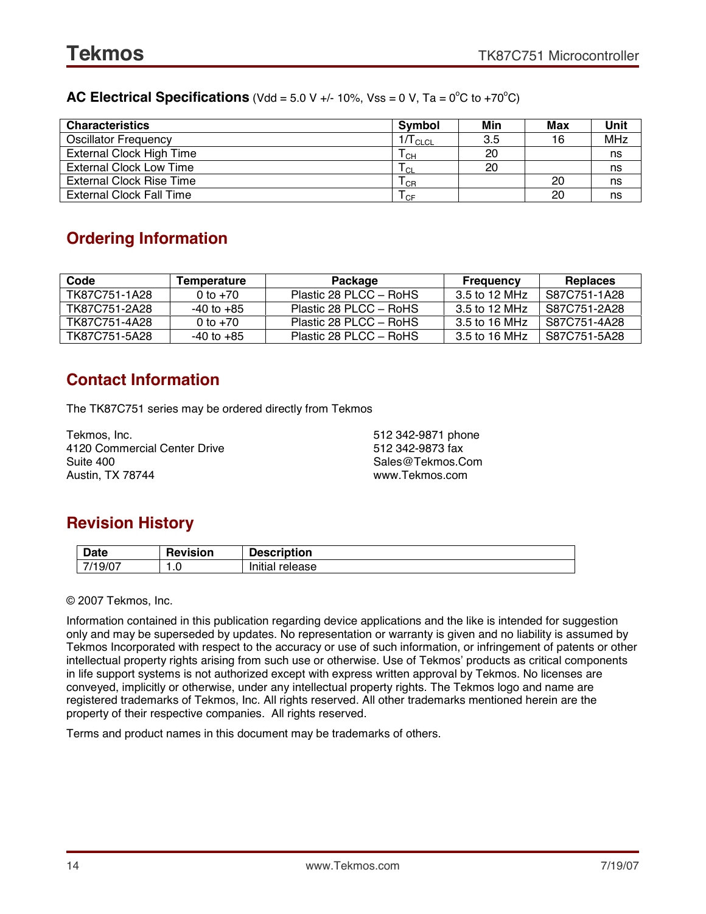## AC Electrical Specifications (Vdd = 5.0 V +/- 10%, Vss = 0 V, Ta = 0°C to +70°C)

| Characteristics | Symbol | Min | Max | Unit |
|---|---|---|---|---|
| Oscillator Frequency | $1/T_{CLCL}$ | 3.5 | 16 | MHz |
| External Clock High Time | $T_{CH}$ | 20 | | ns |
| External Clock Low Time | $T_{CL}$ | 20 | | ns |
| External Clock Rise Time | $T_{CR}$ | | 20 | ns |
| External Clock Fall Time | $T_{CF}$ | | 20 | ns |

## Ordering Information

| Code | Temperature | Package | Frequency | Replaces |
|---|---|---|---|---|
| TK87C751-1A28 | 0 to +70 | Plastic 28 PLCC – RoHS | 3.5 to 12 MHz | S87C751-1A28 |
| TK87C751-2A28 | -40 to +85 | Plastic 28 PLCC – RoHS | 3.5 to 12 MHz | S87C751-2A28 |
| TK87C751-4A28 | 0 to +70 | Plastic 28 PLCC – RoHS | 3.5 to 16 MHz | S87C751-4A28 |
| TK87C751-5A28 | -40 to +85 | Plastic 28 PLCC – RoHS | 3.5 to 16 MHz | S87C751-5A28 |

## Contact Information

The TK87C751 series may be ordered directly from Tekmos

Tekmos, Inc.
4120 Commercial Center Drive
Suite 400
Austin, TX 78744

512 342-9871 phone
512 342-9873 fax
Sales@Tekmos.Com
www.Tekmos.com

## Revision History

| Date | Revision | Description |
|---|---|---|
| 7/19/07 | 1.0 | Initial release |

© 2007 Tekmos, Inc.

Information contained in this publication regarding device applications and the like is intended for suggestion only and may be superseded by updates. No representation or warranty is given and no liability is assumed by Tekmos Incorporated with respect to the accuracy or use of such information, or infringement of patents or other intellectual property rights arising from such use or otherwise. Use of Tekmos' products as critical components in life support systems is not authorized except with express written approval by Tekmos. No licenses are conveyed, implicitly or otherwise, under any intellectual property rights. The Tekmos logo and name are registered trademarks of Tekmos, Inc. All rights reserved. All other trademarks mentioned herein are the property of their respective companies. All rights reserved.

Terms and product names in this document may be trademarks of others.